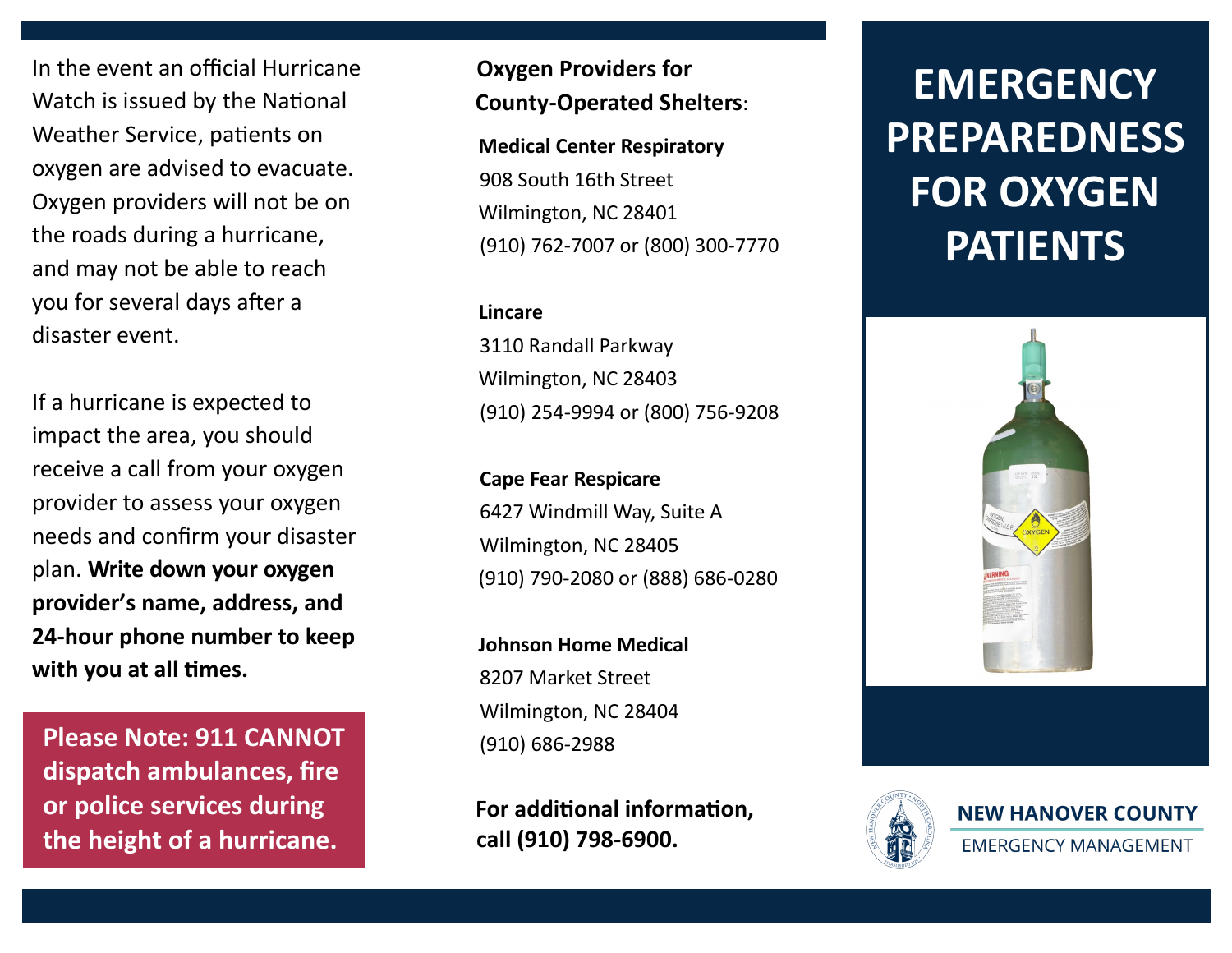# EMERGENCY PREPAREDNESS FOR OXYGEN PATIENTS

**NEW HANOVER COUNTY**
EMERGENCY MANAGEMENT

In the event an official Hurricane Watch is issued by the National Weather Service, patients on oxygen are advised to evacuate. Oxygen providers will not be on the roads during a hurricane, and may not be able to reach you for several days after a disaster event.

If a hurricane is expected to impact the area, you should receive a call from your oxygen provider to assess your oxygen needs and confirm your disaster plan. **Write down your oxygen provider's name, address, and 24-hour phone number to keep with you at all times.**

**Please Note: 911 CANNOT dispatch ambulances, fire or police services during the height of a hurricane.**

## Oxygen Providers for County-Operated Shelters:

**Medical Center Respiratory**
908 South 16th Street
Wilmington, NC 28401
(910) 762-7007 or (800) 300-7770

**Lincare**
3110 Randall Parkway
Wilmington, NC 28403
(910) 254-9994 or (800) 756-9208

**Cape Fear Respicare**
6427 Windmill Way, Suite A
Wilmington, NC 28405
(910) 790-2080 or (888) 686-0280

**Johnson Home Medical**
8207 Market Street
Wilmington, NC 28404
(910) 686-2988

**For additional information, call (910) 798-6900.**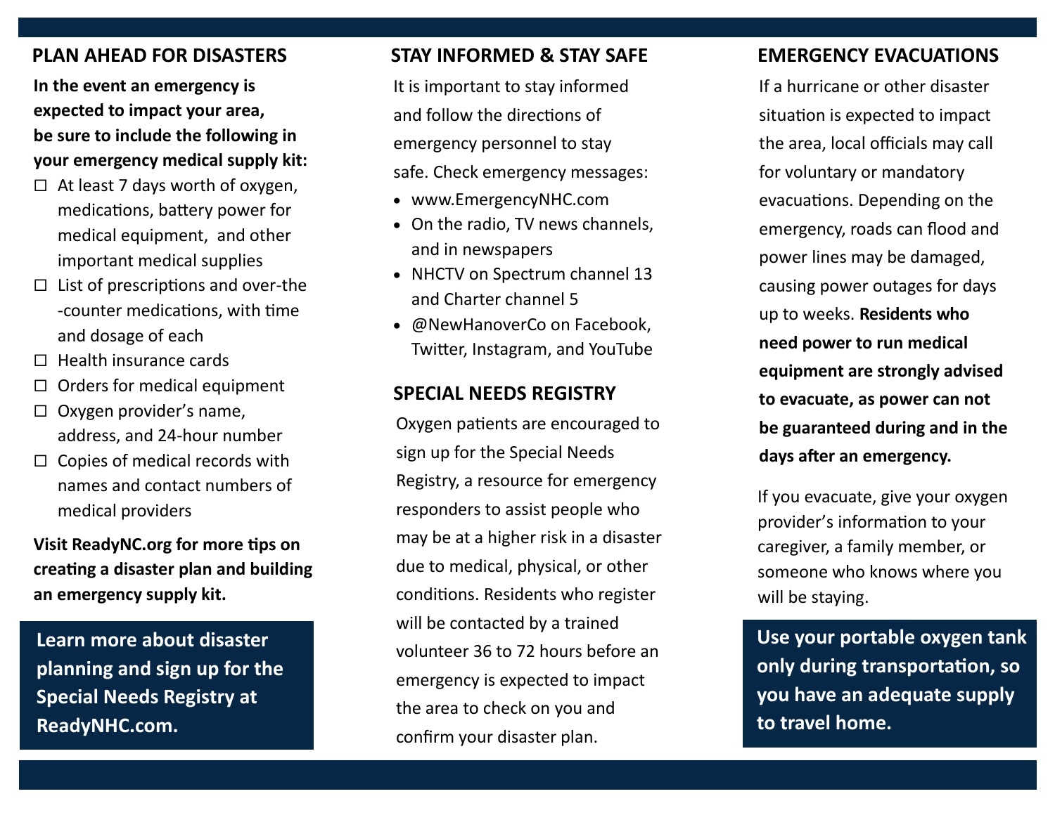## PLAN AHEAD FOR DISASTERS

**In the event an emergency is expected to impact your area, be sure to include the following in your emergency medical supply kit:**

- ☐ At least 7 days worth of oxygen, medications, battery power for medical equipment, and other important medical supplies
- ☐ List of prescriptions and over-the-counter medications, with time and dosage of each
- ☐ Health insurance cards
- ☐ Orders for medical equipment
- ☐ Oxygen provider's name, address, and 24-hour number
- ☐ Copies of medical records with names and contact numbers of medical providers

**Visit ReadyNC.org for more tips on creating a disaster plan and building an emergency supply kit.**

**Learn more about disaster planning and sign up for the Special Needs Registry at ReadyNHC.com.**

## STAY INFORMED & STAY SAFE

It is important to stay informed and follow the directions of emergency personnel to stay safe. Check emergency messages:

- www.EmergencyNHC.com
- On the radio, TV news channels, and in newspapers
- NHCTV on Spectrum channel 13 and Charter channel 5
- @NewHanoverCo on Facebook, Twitter, Instagram, and YouTube

## SPECIAL NEEDS REGISTRY

Oxygen patients are encouraged to sign up for the Special Needs Registry, a resource for emergency responders to assist people who may be at a higher risk in a disaster due to medical, physical, or other conditions. Residents who register will be contacted by a trained volunteer 36 to 72 hours before an emergency is expected to impact the area to check on you and confirm your disaster plan.

## EMERGENCY EVACUATIONS

If a hurricane or other disaster situation is expected to impact the area, local officials may call for voluntary or mandatory evacuations. Depending on the emergency, roads can flood and power lines may be damaged, causing power outages for days up to weeks. **Residents who need power to run medical equipment are strongly advised to evacuate, as power can not be guaranteed during and in the days after an emergency.**

If you evacuate, give your oxygen provider's information to your caregiver, a family member, or someone who knows where you will be staying.

**Use your portable oxygen tank only during transportation, so you have an adequate supply to travel home.**